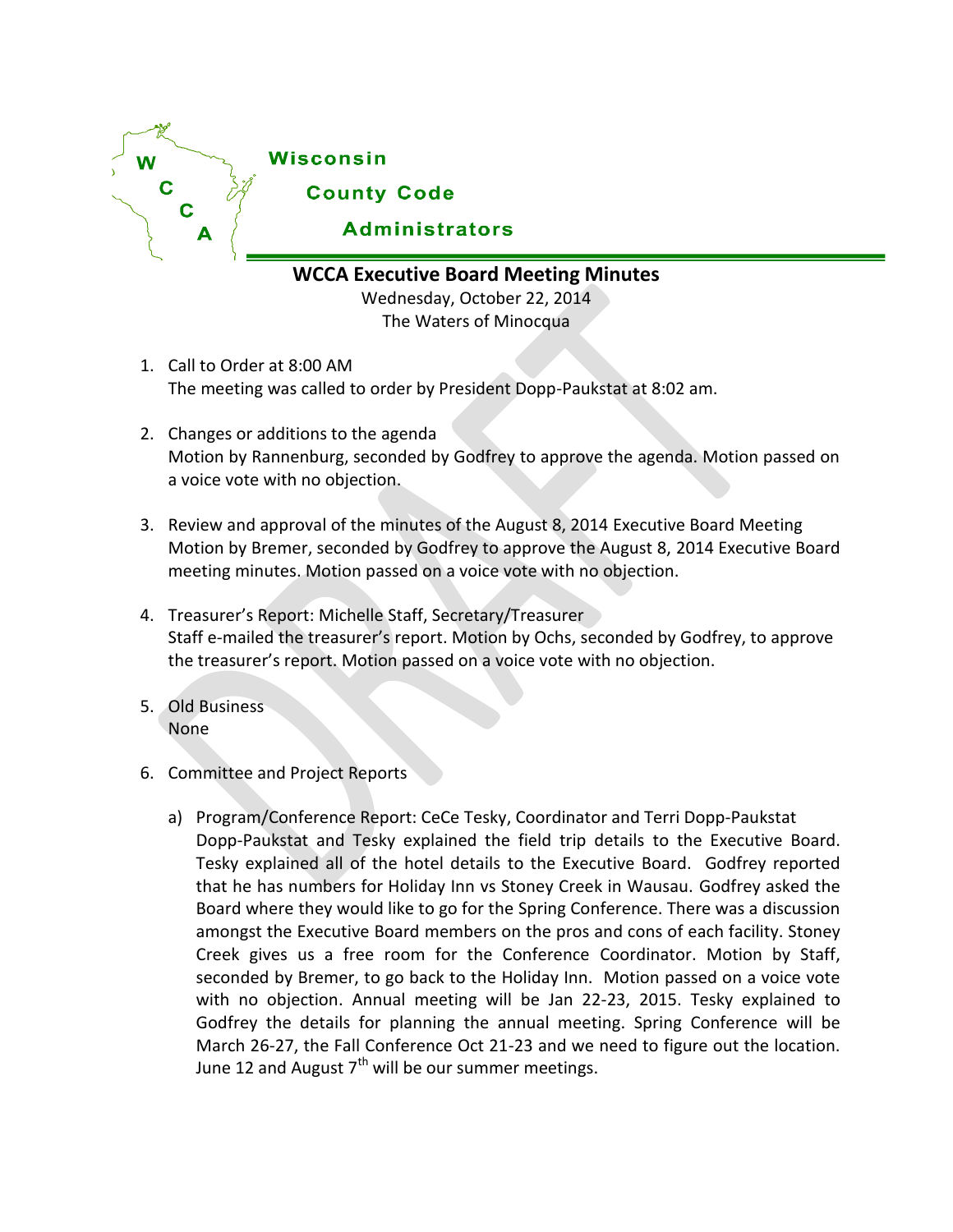Wisconsin County Code Administrators

# WCCA Executive Board Meeting Minutes

Wednesday, October 22, 2014
The Waters of Minocqua

1. Call to Order at 8:00 AM
   The meeting was called to order by President Dopp-Paukstat at 8:02 am.

2. Changes or additions to the agenda
   Motion by Rannenburg, seconded by Godfrey to approve the agenda. Motion passed on a voice vote with no objection.

3. Review and approval of the minutes of the August 8, 2014 Executive Board Meeting
   Motion by Bremer, seconded by Godfrey to approve the August 8, 2014 Executive Board meeting minutes. Motion passed on a voice vote with no objection.

4. Treasurer's Report: Michelle Staff, Secretary/Treasurer
   Staff e-mailed the treasurer's report. Motion by Ochs, seconded by Godfrey, to approve the treasurer's report. Motion passed on a voice vote with no objection.

5. Old Business
   None

6. Committee and Project Reports

   a) Program/Conference Report: CeCe Tesky, Coordinator and Terri Dopp-Paukstat
      Dopp-Paukstat and Tesky explained the field trip details to the Executive Board. Tesky explained all of the hotel details to the Executive Board. Godfrey reported that he has numbers for Holiday Inn vs Stoney Creek in Wausau. Godfrey asked the Board where they would like to go for the Spring Conference. There was a discussion amongst the Executive Board members on the pros and cons of each facility. Stoney Creek gives us a free room for the Conference Coordinator. Motion by Staff, seconded by Bremer, to go back to the Holiday Inn. Motion passed on a voice vote with no objection. Annual meeting will be Jan 22-23, 2015. Tesky explained to Godfrey the details for planning the annual meeting. Spring Conference will be March 26-27, the Fall Conference Oct 21-23 and we need to figure out the location. June 12 and August 7th will be our summer meetings.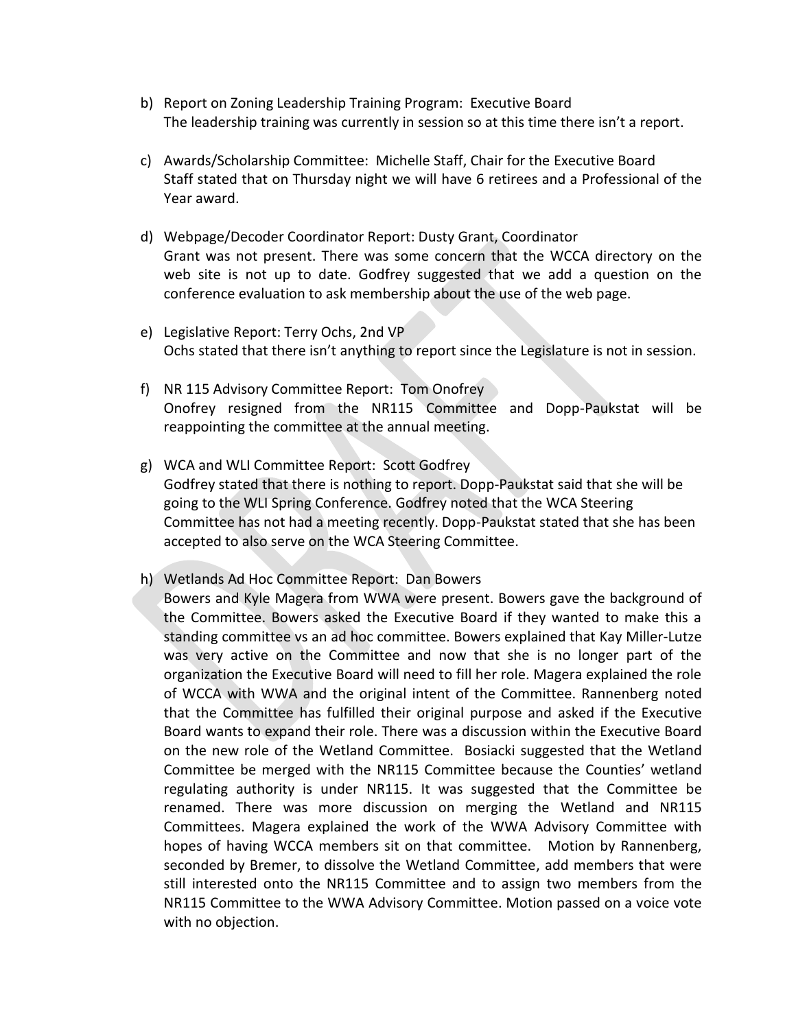b) Report on Zoning Leadership Training Program: Executive Board
   The leadership training was currently in session so at this time there isn't a report.

c) Awards/Scholarship Committee: Michelle Staff, Chair for the Executive Board
   Staff stated that on Thursday night we will have 6 retirees and a Professional of the Year award.

d) Webpage/Decoder Coordinator Report: Dusty Grant, Coordinator
   Grant was not present. There was some concern that the WCCA directory on the web site is not up to date. Godfrey suggested that we add a question on the conference evaluation to ask membership about the use of the web page.

e) Legislative Report: Terry Ochs, 2nd VP
   Ochs stated that there isn't anything to report since the Legislature is not in session.

f) NR 115 Advisory Committee Report: Tom Onofrey
   Onofrey resigned from the NR115 Committee and Dopp-Paukstat will be reappointing the committee at the annual meeting.

g) WCA and WLI Committee Report: Scott Godfrey
   Godfrey stated that there is nothing to report. Dopp-Paukstat said that she will be going to the WLI Spring Conference. Godfrey noted that the WCA Steering Committee has not had a meeting recently. Dopp-Paukstat stated that she has been accepted to also serve on the WCA Steering Committee.

h) Wetlands Ad Hoc Committee Report: Dan Bowers
   Bowers and Kyle Magera from WWA were present. Bowers gave the background of the Committee. Bowers asked the Executive Board if they wanted to make this a standing committee vs an ad hoc committee. Bowers explained that Kay Miller-Lutze was very active on the Committee and now that she is no longer part of the organization the Executive Board will need to fill her role. Magera explained the role of WCCA with WWA and the original intent of the Committee. Rannenberg noted that the Committee has fulfilled their original purpose and asked if the Executive Board wants to expand their role. There was a discussion within the Executive Board on the new role of the Wetland Committee. Bosiacki suggested that the Wetland Committee be merged with the NR115 Committee because the Counties' wetland regulating authority is under NR115. It was suggested that the Committee be renamed. There was more discussion on merging the Wetland and NR115 Committees. Magera explained the work of the WWA Advisory Committee with hopes of having WCCA members sit on that committee. Motion by Rannenberg, seconded by Bremer, to dissolve the Wetland Committee, add members that were still interested onto the NR115 Committee and to assign two members from the NR115 Committee to the WWA Advisory Committee. Motion passed on a voice vote with no objection.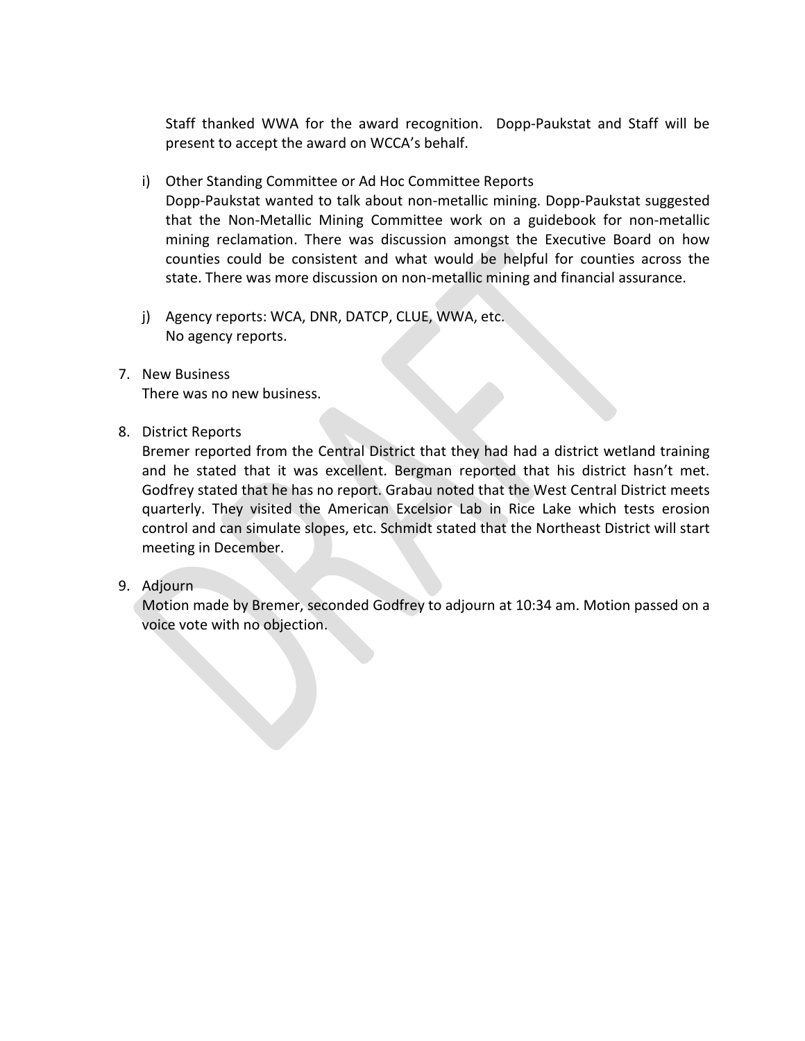Staff thanked WWA for the award recognition. Dopp-Paukstat and Staff will be present to accept the award on WCCA's behalf.

i) Other Standing Committee or Ad Hoc Committee Reports
   Dopp-Paukstat wanted to talk about non-metallic mining. Dopp-Paukstat suggested that the Non-Metallic Mining Committee work on a guidebook for non-metallic mining reclamation. There was discussion amongst the Executive Board on how counties could be consistent and what would be helpful for counties across the state. There was more discussion on non-metallic mining and financial assurance.

j) Agency reports: WCA, DNR, DATCP, CLUE, WWA, etc.
   No agency reports.

7. New Business
   There was no new business.

8. District Reports
   Bremer reported from the Central District that they had had a district wetland training and he stated that it was excellent. Bergman reported that his district hasn't met. Godfrey stated that he has no report. Grabau noted that the West Central District meets quarterly. They visited the American Excelsior Lab in Rice Lake which tests erosion control and can simulate slopes, etc. Schmidt stated that the Northeast District will start meeting in December.

9. Adjourn
   Motion made by Bremer, seconded Godfrey to adjourn at 10:34 am. Motion passed on a voice vote with no objection.